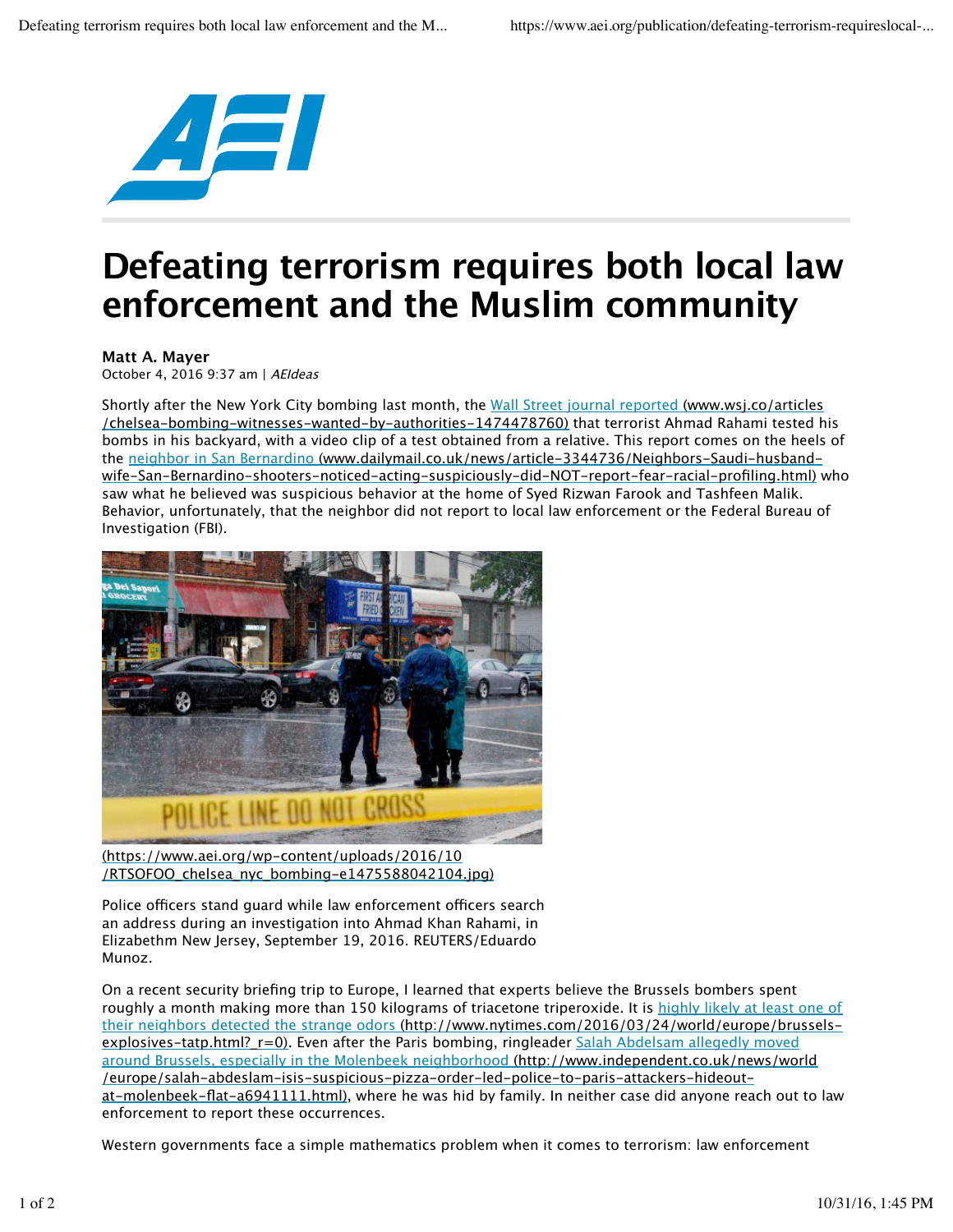# Defeating terrorism requires both local law enforcement and the Muslim community

**Matt A. Mayer**

October 4, 2016 9:37 am | *AEIdeas*

Shortly after the New York City bombing last month, the Wall Street journal reported (www.wsj.co/articles/chelsea-bombing-witnesses-wanted-by-authorities-1474478760) that terrorist Ahmad Rahami tested his bombs in his backyard, with a video clip of a test obtained from a relative. This report comes on the heels of the neighbor in San Bernardino (www.dailymail.co.uk/news/article-3344736/Neighbors-Saudi-husband-wife-San-Bernardino-shooters-noticed-acting-suspiciously-did-NOT-report-fear-racial-profiling.html) who saw what he believed was suspicious behavior at the home of Syed Rizwan Farook and Tashfeen Malik. Behavior, unfortunately, that the neighbor did not report to local law enforcement or the Federal Bureau of Investigation (FBI).

(https://www.aei.org/wp-content/uploads/2016/10/RTSOFOO_chelsea_nyc_bombing-e1475588042104.jpg)

Police officers stand guard while law enforcement officers search an address during an investigation into Ahmad Khan Rahami, in Elizabethm New Jersey, September 19, 2016. REUTERS/Eduardo Munoz.

On a recent security briefing trip to Europe, I learned that experts believe the Brussels bombers spent roughly a month making more than 150 kilograms of triacetone triperoxide. It is highly likely at least one of their neighbors detected the strange odors (http://www.nytimes.com/2016/03/24/world/europe/brussels-explosives-tatp.html?_r=0). Even after the Paris bombing, ringleader Salah Abdelsam allegedly moved around Brussels, especially in the Molenbeek neighborhood (http://www.independent.co.uk/news/world/europe/salah-abdeslam-isis-suspicious-pizza-order-led-police-to-paris-attackers-hideout-at-molenbeek-flat-a6941111.html), where he was hid by family. In neither case did anyone reach out to law enforcement to report these occurrences.

Western governments face a simple mathematics problem when it comes to terrorism: law enforcement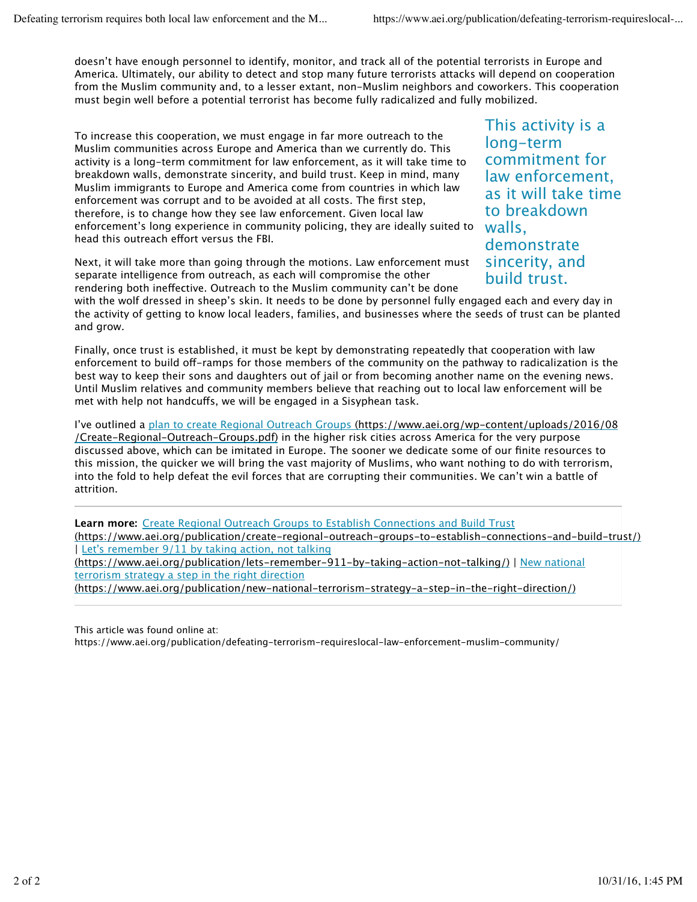doesn't have enough personnel to identify, monitor, and track all of the potential terrorists in Europe and America. Ultimately, our ability to detect and stop many future terrorists attacks will depend on cooperation from the Muslim community and, to a lesser extant, non-Muslim neighbors and coworkers. This cooperation must begin well before a potential terrorist has become fully radicalized and fully mobilized.

To increase this cooperation, we must engage in far more outreach to the Muslim communities across Europe and America than we currently do. This activity is a long-term commitment for law enforcement, as it will take time to breakdown walls, demonstrate sincerity, and build trust. Keep in mind, many Muslim immigrants to Europe and America come from countries in which law enforcement was corrupt and to be avoided at all costs. The first step, therefore, is to change how they see law enforcement. Given local law enforcement's long experience in community policing, they are ideally suited to head this outreach effort versus the FBI.

> This activity is a long-term commitment for law enforcement, as it will take time to breakdown walls, demonstrate sincerity, and build trust.

Next, it will take more than going through the motions. Law enforcement must separate intelligence from outreach, as each will compromise the other rendering both ineffective. Outreach to the Muslim community can't be done with the wolf dressed in sheep's skin. It needs to be done by personnel fully engaged each and every day in the activity of getting to know local leaders, families, and businesses where the seeds of trust can be planted and grow.

Finally, once trust is established, it must be kept by demonstrating repeatedly that cooperation with law enforcement to build off-ramps for those members of the community on the pathway to radicalization is the best way to keep their sons and daughters out of jail or from becoming another name on the evening news. Until Muslim relatives and community members believe that reaching out to local law enforcement will be met with help not handcuffs, we will be engaged in a Sisyphean task.

I've outlined a [plan to create Regional Outreach Groups](https://www.aei.org/wp-content/uploads/2016/08/Create-Regional-Outreach-Groups.pdf) (https://www.aei.org/wp-content/uploads/2016/08/Create-Regional-Outreach-Groups.pdf) in the higher risk cities across America for the very purpose discussed above, which can be imitated in Europe. The sooner we dedicate some of our finite resources to this mission, the quicker we will bring the vast majority of Muslims, who want nothing to do with terrorism, into the fold to help defeat the evil forces that are corrupting their communities. We can't win a battle of attrition.

---

**Learn more:** [Create Regional Outreach Groups to Establish Connections and Build Trust](https://www.aei.org/publication/create-regional-outreach-groups-to-establish-connections-and-build-trust/) (https://www.aei.org/publication/create-regional-outreach-groups-to-establish-connections-and-build-trust/) | [Let's remember 9/11 by taking action, not talking](https://www.aei.org/publication/lets-remember-911-by-taking-action-not-talking/) (https://www.aei.org/publication/lets-remember-911-by-taking-action-not-talking/) | [New national terrorism strategy a step in the right direction](https://www.aei.org/publication/new-national-terrorism-strategy-a-step-in-the-right-direction/) (https://www.aei.org/publication/new-national-terrorism-strategy-a-step-in-the-right-direction/)

---

This article was found online at:
https://www.aei.org/publication/defeating-terrorism-requireslocal-law-enforcement-muslim-community/